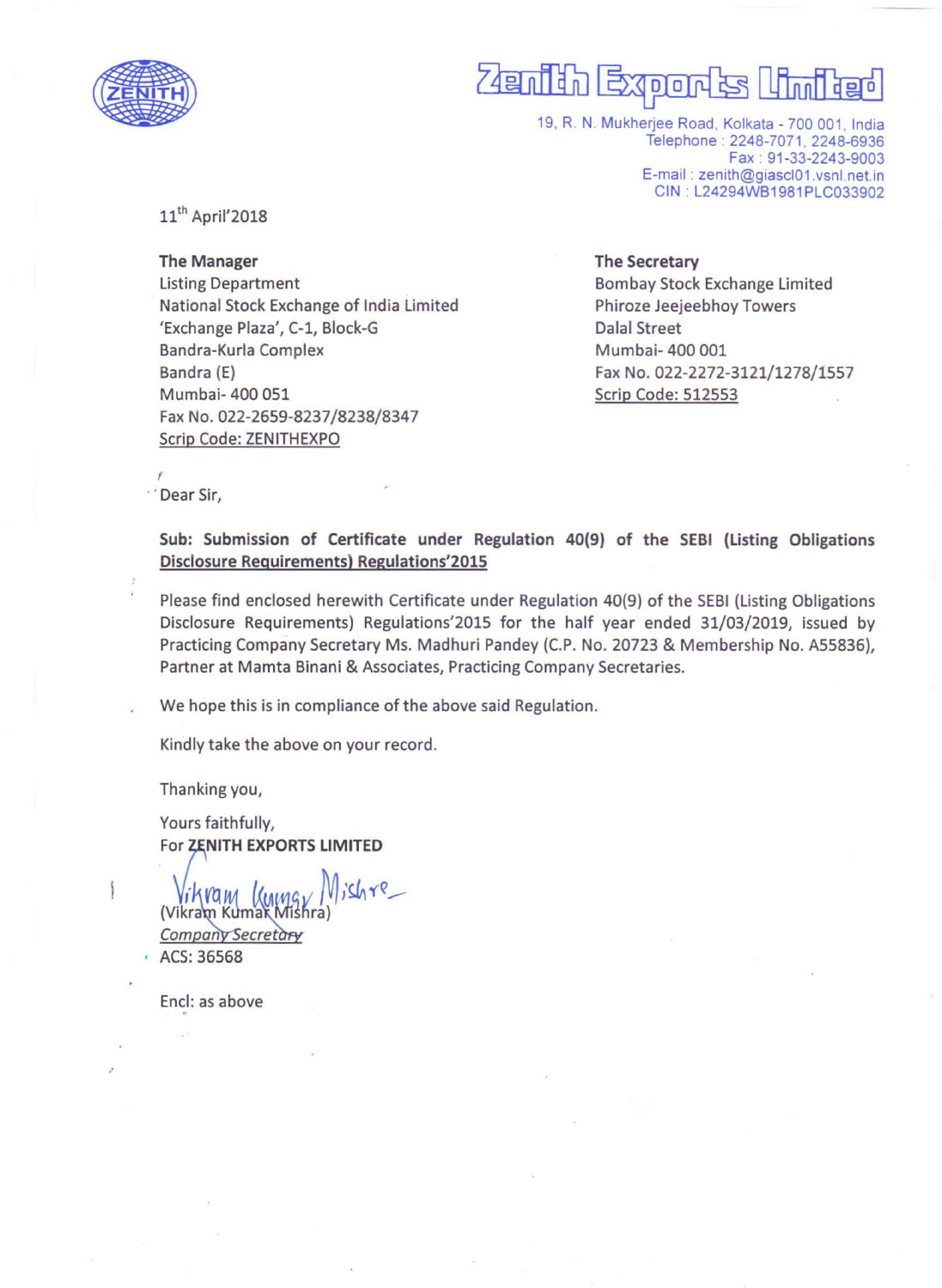# Zenith Exports Limited

19, R. N. Mukherjee Road, Kolkata - 700 001, India
Telephone : 2248-7071, 2248-6936
Fax : 91-33-2243-9003
E-mail : zenith@giascl01.vsnl.net.in
CIN : L24294WB1981PLC033902

11th April'2018

**The Manager**
Listing Department
National Stock Exchange of India Limited
'Exchange Plaza', C-1, Block-G
Bandra-Kurla Complex
Bandra (E)
Mumbai- 400 051
Fax No. 022-2659-8237/8238/8347
Scrip Code: ZENITHEXPO

**The Secretary**
Bombay Stock Exchange Limited
Phiroze Jeejeebhoy Towers
Dalal Street
Mumbai- 400 001
Fax No. 022-2272-3121/1278/1557
Scrip Code: 512553

Dear Sir,

**Sub: Submission of Certificate under Regulation 40(9) of the SEBI (Listing Obligations Disclosure Requirements) Regulations'2015**

Please find enclosed herewith Certificate under Regulation 40(9) of the SEBI (Listing Obligations Disclosure Requirements) Regulations'2015 for the half year ended 31/03/2019, issued by Practicing Company Secretary Ms. Madhuri Pandey (C.P. No. 20723 & Membership No. A55836), Partner at Mamta Binani & Associates, Practicing Company Secretaries.

We hope this is in compliance of the above said Regulation.

Kindly take the above on your record.

Thanking you,

Yours faithfully,
For **ZENITH EXPORTS LIMITED**

(Vikram Kumar Mishra)
*Company Secretary*
ACS: 36568

Encl: as above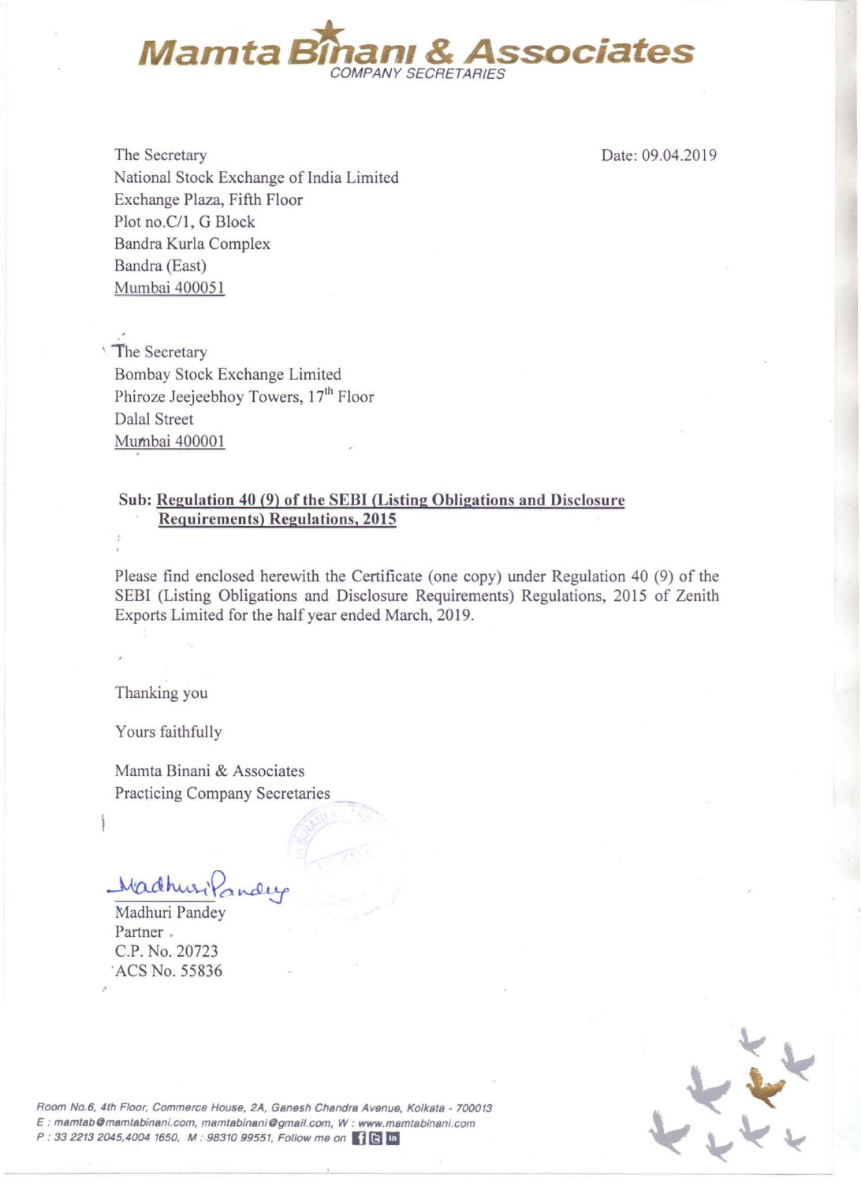# Mamta Binani & Associates

COMPANY SECRETARIES

Date: 09.04.2019

The Secretary
National Stock Exchange of India Limited
Exchange Plaza, Fifth Floor
Plot no.C/1, G Block
Bandra Kurla Complex
Bandra (East)
Mumbai 400051

The Secretary
Bombay Stock Exchange Limited
Phiroze Jeejeebhoy Towers, 17th Floor
Dalal Street
Mumbai 400001

**Sub: Regulation 40 (9) of the SEBI (Listing Obligations and Disclosure Requirements) Regulations, 2015**

Please find enclosed herewith the Certificate (one copy) under Regulation 40 (9) of the SEBI (Listing Obligations and Disclosure Requirements) Regulations, 2015 of Zenith Exports Limited for the half year ended March, 2019.

Thanking you

Yours faithfully

Mamta Binani & Associates
Practicing Company Secretaries

Madhuri Pandey
Partner
C.P. No. 20723
ACS No. 55836

Room No.6, 4th Floor, Commerce House, 2A, Ganesh Chandra Avenue, Kolkata - 700013
E : mamtab@mamtabinani.com, mamtabinani@gmail.com, W : www.mamtabinani.com
P : 33 2213 2045,4004 1650, M : 98310 99551, Follow me on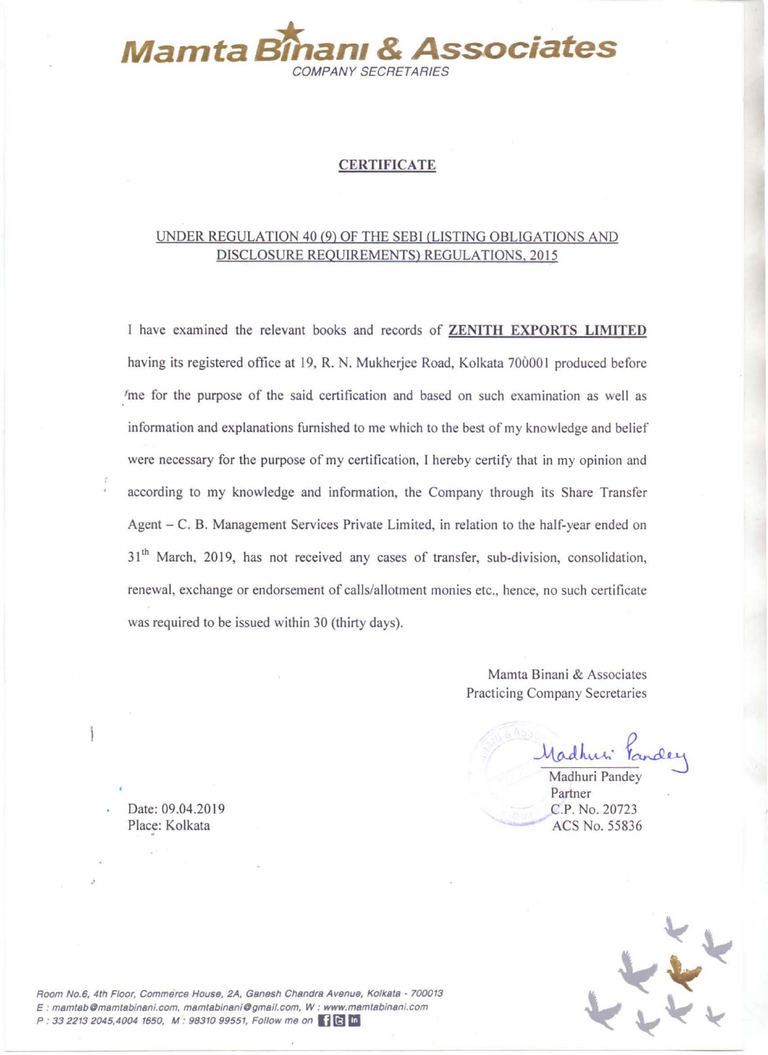# Mamta Binani & Associates

COMPANY SECRETARIES

## CERTIFICATE

UNDER REGULATION 40 (9) OF THE SEBI (LISTING OBLIGATIONS AND DISCLOSURE REQUIREMENTS) REGULATIONS, 2015

I have examined the relevant books and records of **ZENITH EXPORTS LIMITED** having its registered office at 19, R. N. Mukherjee Road, Kolkata 700001 produced before me for the purpose of the said certification and based on such examination as well as information and explanations furnished to me which to the best of my knowledge and belief were necessary for the purpose of my certification, I hereby certify that in my opinion and according to my knowledge and information, the Company through its Share Transfer Agent – C. B. Management Services Private Limited, in relation to the half-year ended on 31th March, 2019, has not received any cases of transfer, sub-division, consolidation, renewal, exchange or endorsement of calls/allotment monies etc., hence, no such certificate was required to be issued within 30 (thirty days).

Mamta Binani & Associates
Practicing Company Secretaries

Madhuri Pandey
Partner
C.P. No. 20723
ACS No. 55836

Date: 09.04.2019
Place: Kolkata

Room No.6, 4th Floor, Commerce House, 2A, Ganesh Chandra Avenue, Kolkata - 700013
E : mamtab@mamtabinani.com, mamtabinani@gmail.com, W : www.mamtabinani.com
P : 33 2213 2045,4004 1650, M : 98310 99551, Follow me on